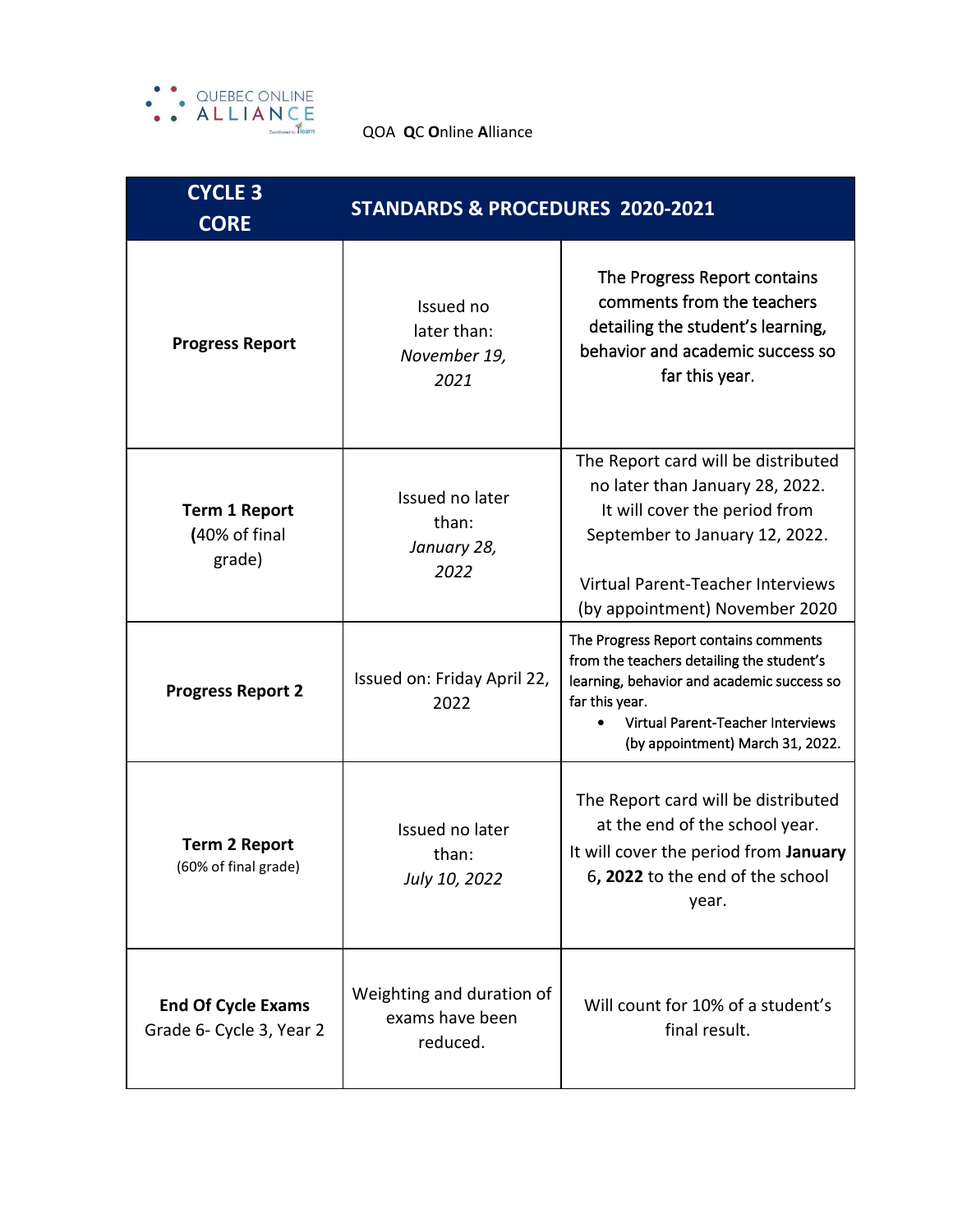QUEBEC ONLINE ALLIANCE

QOA **QC Online Alliance**

| **CYCLE 3 CORE** | **STANDARDS & PROCEDURES 2020-2021** | |
|---|---|---|
| **Progress Report** | Issued no later than: *November 19, 2021* | The Progress Report contains comments from the teachers detailing the student's learning, behavior and academic success so far this year. |
| **Term 1 Report** (40% of final grade) | Issued no later than: *January 28, 2022* | The Report card will be distributed no later than January 28, 2022. It will cover the period from September to January 12, 2022.<br><br>Virtual Parent-Teacher Interviews (by appointment) November 2020 |
| **Progress Report 2** | Issued on: Friday April 22, 2022 | The Progress Report contains comments from the teachers detailing the student's learning, behavior and academic success so far this year.<br>• Virtual Parent-Teacher Interviews (by appointment) March 31, 2022. |
| **Term 2 Report** (60% of final grade) | Issued no later than: *July 10, 2022* | The Report card will be distributed at the end of the school year. It will cover the period from **January 6, 2022** to the end of the school year. |
| **End Of Cycle Exams** Grade 6- Cycle 3, Year 2 | Weighting and duration of exams have been reduced. | Will count for 10% of a student's final result. |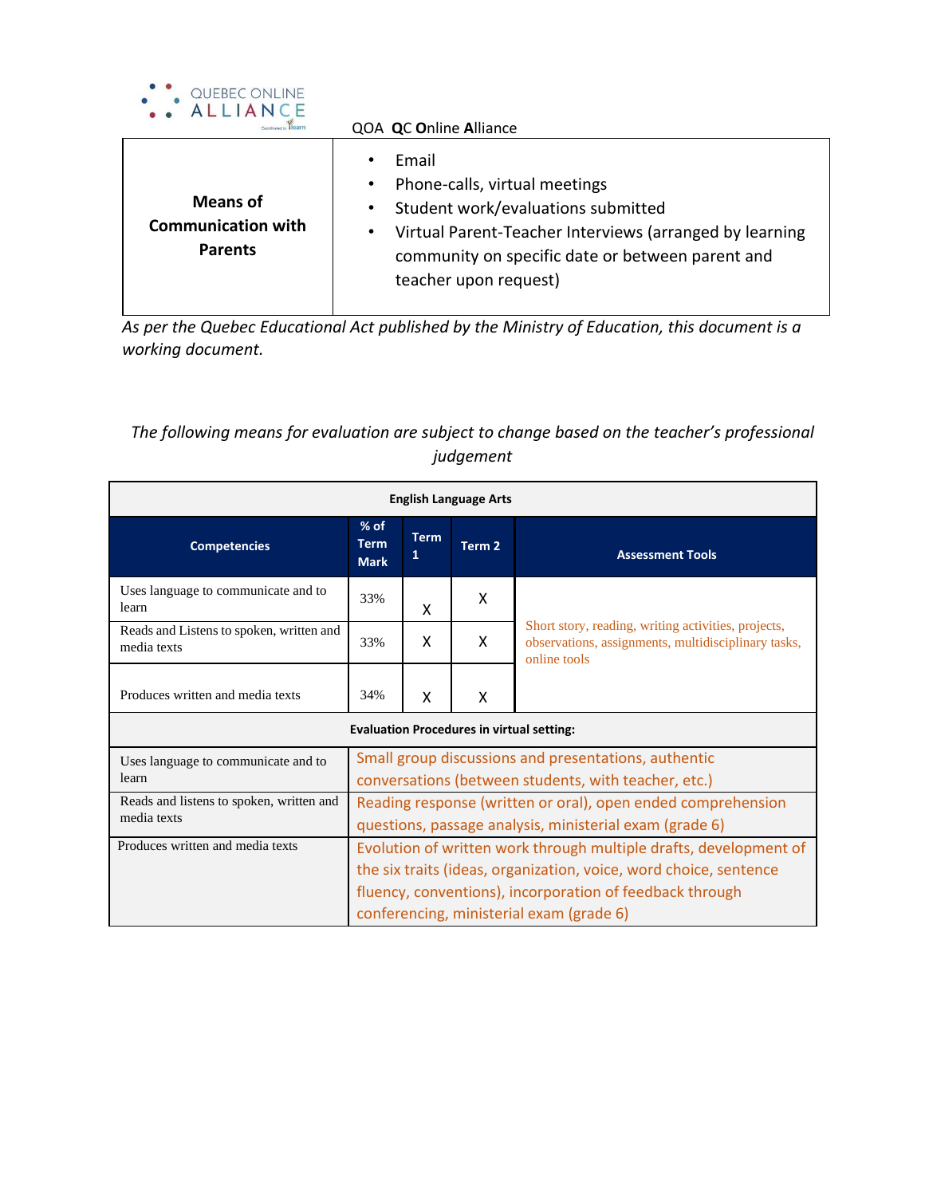QOA **Q**C **O**nline **A**lliance

| | |
|---|---|
| **Means of Communication with Parents** | • Email<br>• Phone-calls, virtual meetings<br>• Student work/evaluations submitted<br>• Virtual Parent-Teacher Interviews (arranged by learning community on specific date or between parent and teacher upon request) |

*As per the Quebec Educational Act published by the Ministry of Education, this document is a working document.*

*The following means for evaluation are subject to change based on the teacher's professional judgement*

| **English Language Arts** | | | | |
|---|---|---|---|---|
| **Competencies** | **% of Term Mark** | **Term 1** | **Term 2** | **Assessment Tools** |
| Uses language to communicate and to learn | 33% | X | X | Short story, reading, writing activities, projects, observations, assignments, multidisciplinary tasks, online tools |
| Reads and Listens to spoken, written and media texts | 33% | X | X | |
| Produces written and media texts | 34% | X | X | |
| **Evaluation Procedures in virtual setting:** | | | | |
| Uses language to communicate and to learn | Small group discussions and presentations, authentic conversations (between students, with teacher, etc.) | | | |
| Reads and listens to spoken, written and media texts | Reading response (written or oral), open ended comprehension questions, passage analysis, ministerial exam (grade 6) | | | |
| Produces written and media texts | Evolution of written work through multiple drafts, development of the six traits (ideas, organization, voice, word choice, sentence fluency, conventions), incorporation of feedback through conferencing, ministerial exam (grade 6) | | | |